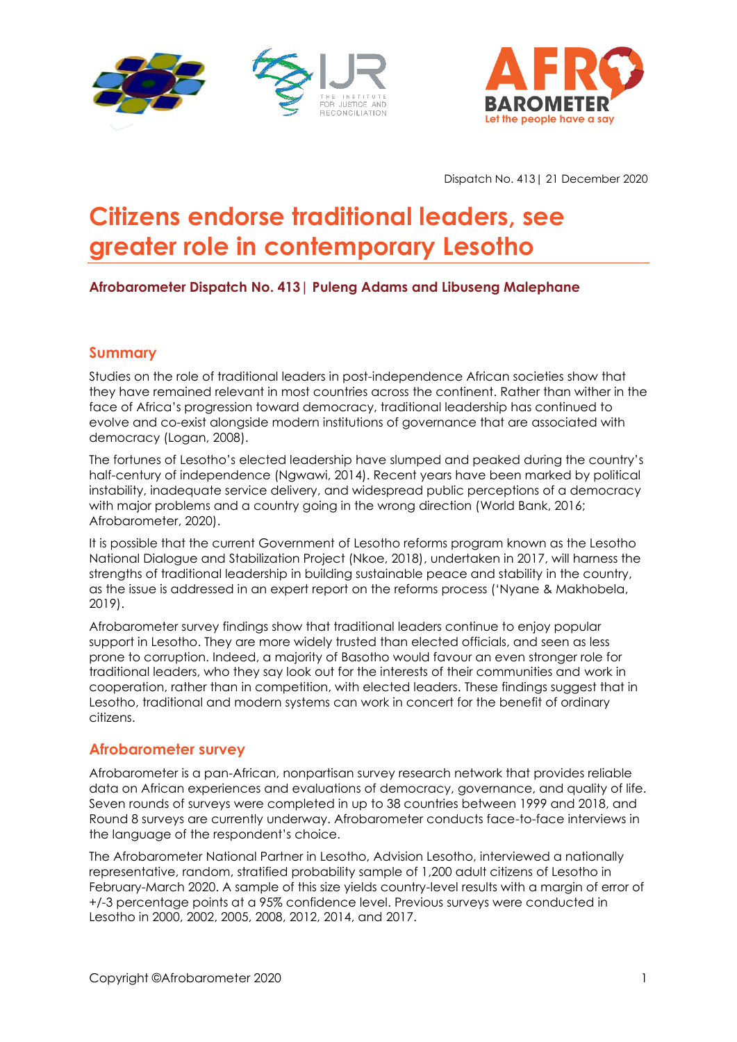Dispatch No. 413 | 21 December 2020

# Citizens endorse traditional leaders, see greater role in contemporary Lesotho

**Afrobarometer Dispatch No. 413 | Puleng Adams and Libuseng Malephane**

## Summary

Studies on the role of traditional leaders in post-independence African societies show that they have remained relevant in most countries across the continent. Rather than wither in the face of Africa's progression toward democracy, traditional leadership has continued to evolve and co-exist alongside modern institutions of governance that are associated with democracy (Logan, 2008).

The fortunes of Lesotho's elected leadership have slumped and peaked during the country's half-century of independence (Ngwawi, 2014). Recent years have been marked by political instability, inadequate service delivery, and widespread public perceptions of a democracy with major problems and a country going in the wrong direction (World Bank, 2016; Afrobarometer, 2020).

It is possible that the current Government of Lesotho reforms program known as the Lesotho National Dialogue and Stabilization Project (Nkoe, 2018), undertaken in 2017, will harness the strengths of traditional leadership in building sustainable peace and stability in the country, as the issue is addressed in an expert report on the reforms process ('Nyane & Makhobela, 2019).

Afrobarometer survey findings show that traditional leaders continue to enjoy popular support in Lesotho. They are more widely trusted than elected officials, and seen as less prone to corruption. Indeed, a majority of Basotho would favour an even stronger role for traditional leaders, who they say look out for the interests of their communities and work in cooperation, rather than in competition, with elected leaders. These findings suggest that in Lesotho, traditional and modern systems can work in concert for the benefit of ordinary citizens.

## Afrobarometer survey

Afrobarometer is a pan-African, nonpartisan survey research network that provides reliable data on African experiences and evaluations of democracy, governance, and quality of life. Seven rounds of surveys were completed in up to 38 countries between 1999 and 2018, and Round 8 surveys are currently underway. Afrobarometer conducts face-to-face interviews in the language of the respondent's choice.

The Afrobarometer National Partner in Lesotho, Advision Lesotho, interviewed a nationally representative, random, stratified probability sample of 1,200 adult citizens of Lesotho in February-March 2020. A sample of this size yields country-level results with a margin of error of +/-3 percentage points at a 95% confidence level. Previous surveys were conducted in Lesotho in 2000, 2002, 2005, 2008, 2012, 2014, and 2017.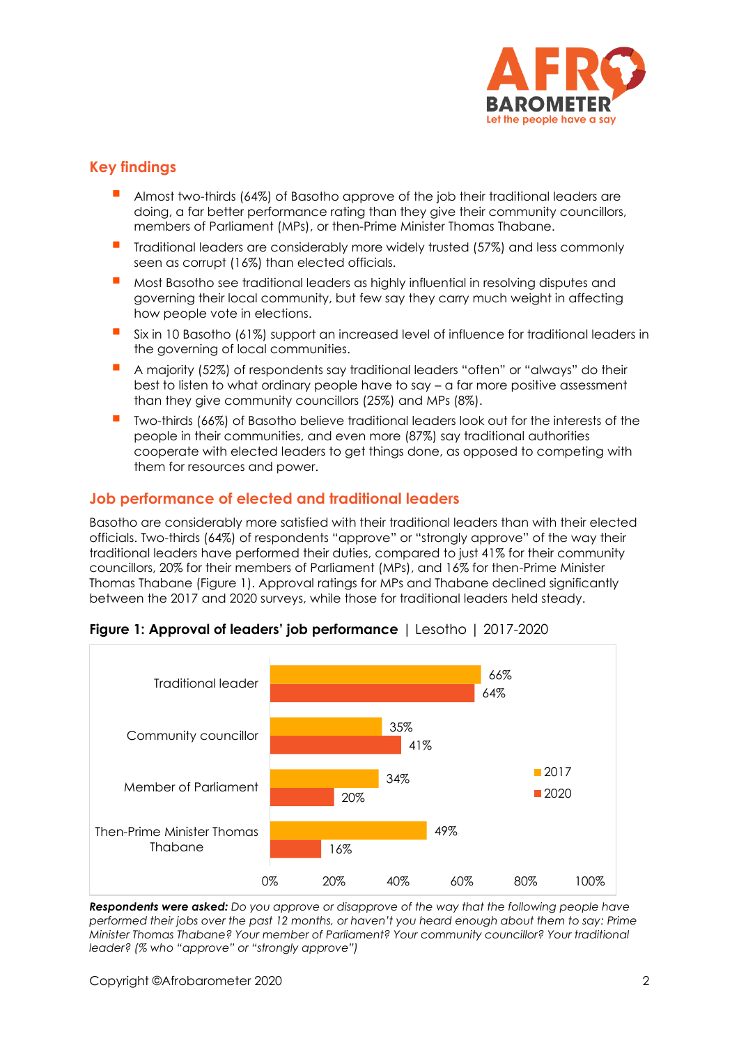## Key findings

- Almost two-thirds (64%) of Basotho approve of the job their traditional leaders are doing, a far better performance rating than they give their community councillors, members of Parliament (MPs), or then-Prime Minister Thomas Thabane.
- Traditional leaders are considerably more widely trusted (57%) and less commonly seen as corrupt (16%) than elected officials.
- Most Basotho see traditional leaders as highly influential in resolving disputes and governing their local community, but few say they carry much weight in affecting how people vote in elections.
- Six in 10 Basotho (61%) support an increased level of influence for traditional leaders in the governing of local communities.
- A majority (52%) of respondents say traditional leaders "often" or "always" do their best to listen to what ordinary people have to say – a far more positive assessment than they give community councillors (25%) and MPs (8%).
- Two-thirds (66%) of Basotho believe traditional leaders look out for the interests of the people in their communities, and even more (87%) say traditional authorities cooperate with elected leaders to get things done, as opposed to competing with them for resources and power.

## Job performance of elected and traditional leaders

Basotho are considerably more satisfied with their traditional leaders than with their elected officials. Two-thirds (64%) of respondents "approve" or "strongly approve" of the way their traditional leaders have performed their duties, compared to just 41% for their community councillors, 20% for their members of Parliament (MPs), and 16% for then-Prime Minister Thomas Thabane (Figure 1). Approval ratings for MPs and Thabane declined significantly between the 2017 and 2020 surveys, while those for traditional leaders held steady.

**Figure 1: Approval of leaders' job performance** | Lesotho | 2017-2020

| | 2017 | 2020 |
|---|---|---|
| Traditional leader | 66% | 64% |
| Community councillor | 35% | 41% |
| Member of Parliament | 34% | 20% |
| Then-Prime Minister Thomas Thabane | 49% | 16% |

***Respondents were asked:*** *Do you approve or disapprove of the way that the following people have performed their jobs over the past 12 months, or haven't you heard enough about them to say: Prime Minister Thomas Thabane? Your member of Parliament? Your community councillor? Your traditional leader? (% who "approve" or "strongly approve")*

Copyright ©Afrobarometer 2020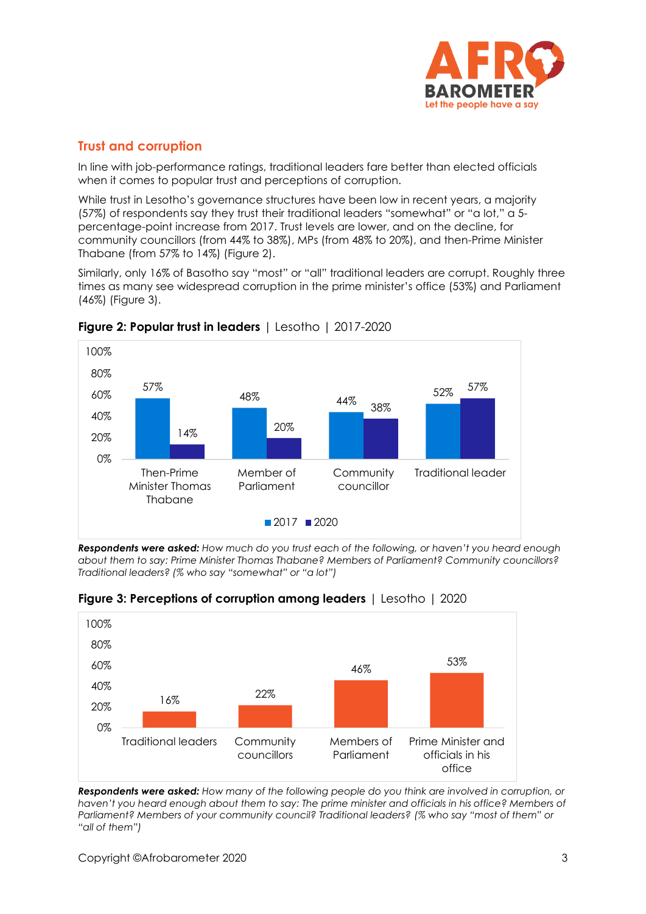## Trust and corruption

In line with job-performance ratings, traditional leaders fare better than elected officials when it comes to popular trust and perceptions of corruption.

While trust in Lesotho's governance structures have been low in recent years, a majority (57%) of respondents say they trust their traditional leaders "somewhat" or "a lot," a 5-percentage-point increase from 2017. Trust levels are lower, and on the decline, for community councillors (from 44% to 38%), MPs (from 48% to 20%), and then-Prime Minister Thabane (from 57% to 14%) (Figure 2).

Similarly, only 16% of Basotho say "most" or "all" traditional leaders are corrupt. Roughly three times as many see widespread corruption in the prime minister's office (53%) and Parliament (46%) (Figure 3).

**Figure 2: Popular trust in leaders** | Lesotho | 2017-2020

| | 2017 | 2020 |
|---|---|---|
| Then-Prime Minister Thomas Thabane | 57% | 14% |
| Member of Parliament | 48% | 20% |
| Community councillor | 44% | 38% |
| Traditional leader | 52% | 57% |

***Respondents were asked:*** *How much do you trust each of the following, or haven't you heard enough about them to say: Prime Minister Thomas Thabane? Members of Parliament? Community councillors? Traditional leaders? (% who say "somewhat" or "a lot")*

**Figure 3: Perceptions of corruption among leaders** | Lesotho | 2020

| | 2020 |
|---|---|
| Traditional leaders | 16% |
| Community councillors | 22% |
| Members of Parliament | 46% |
| Prime Minister and officials in his office | 53% |

***Respondents were asked:*** *How many of the following people do you think are involved in corruption, or haven't you heard enough about them to say: The prime minister and officials in his office? Members of Parliament? Members of your community council? Traditional leaders? (% who say "most of them" or "all of them")*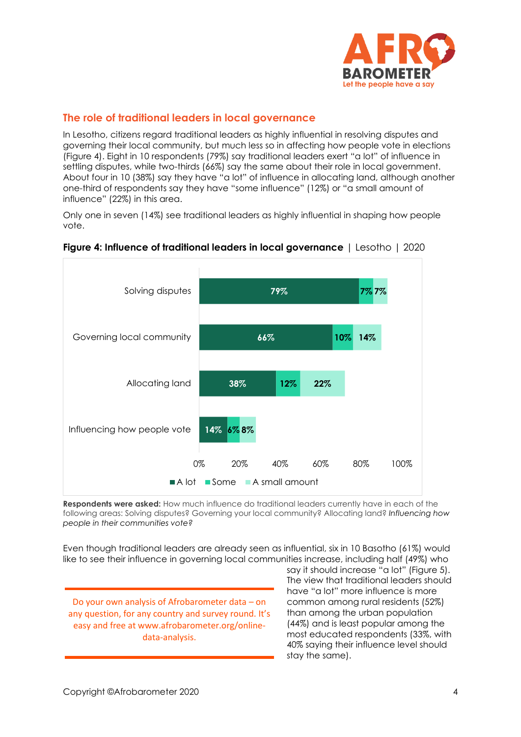## The role of traditional leaders in local governance

In Lesotho, citizens regard traditional leaders as highly influential in resolving disputes and governing their local community, but much less so in affecting how people vote in elections (Figure 4). Eight in 10 respondents (79%) say traditional leaders exert "a lot" of influence in settling disputes, while two-thirds (66%) say the same about their role in local government. About four in 10 (38%) say they have "a lot" of influence in allocating land, although another one-third of respondents say they have "some influence" (12%) or "a small amount of influence" (22%) in this area.

Only one in seven (14%) see traditional leaders as highly influential in shaping how people vote.

**Figure 4: Influence of traditional leaders in local governance** | Lesotho | 2020

| | A lot | Some | A small amount |
|---|---|---|---|
| Solving disputes | 79% | 7% | 7% |
| Governing local community | 66% | 10% | 14% |
| Allocating land | 38% | 12% | 22% |
| Influencing how people vote | 14% | 6% | 8% |

**Respondents were asked:** How much influence do traditional leaders currently have in each of the following areas: Solving disputes? Governing your local community? Allocating land? *Influencing how people in their communities vote?*

Even though traditional leaders are already seen as influential, six in 10 Basotho (61%) would like to see their influence in governing local communities increase, including half (49%) who say it should increase "a lot" (Figure 5). The view that traditional leaders should have "a lot" more influence is more common among rural residents (52%) than among the urban population (44%) and is least popular among the most educated respondents (33%, with 40% saying their influence level should stay the same).

Do your own analysis of Afrobarometer data – on any question, for any country and survey round. It's easy and free at www.afrobarometer.org/online-data-analysis.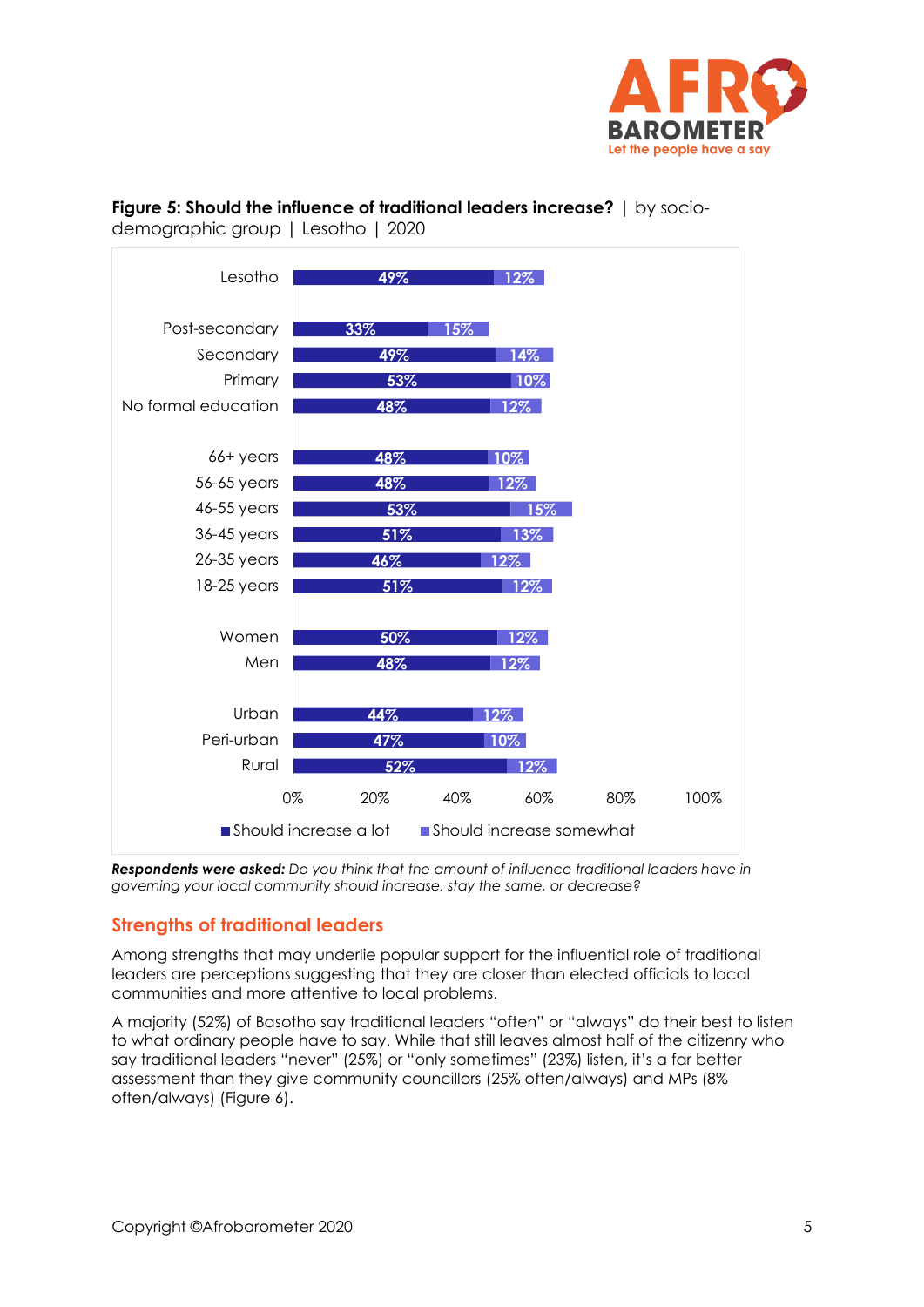**Figure 5: Should the influence of traditional leaders increase?** | by socio-demographic group | Lesotho | 2020

| | Should increase a lot | Should increase somewhat |
|---|---|---|
| Lesotho | 49% | 12% |
| Post-secondary | 33% | 15% |
| Secondary | 49% | 14% |
| Primary | 53% | 10% |
| No formal education | 48% | 12% |
| 66+ years | 48% | 10% |
| 56-65 years | 48% | 12% |
| 46-55 years | 53% | 15% |
| 36-45 years | 51% | 13% |
| 26-35 years | 46% | 12% |
| 18-25 years | 51% | 12% |
| Women | 50% | 12% |
| Men | 48% | 12% |
| Urban | 44% | 12% |
| Peri-urban | 47% | 10% |
| Rural | 52% | 12% |

***Respondents were asked:*** *Do you think that the amount of influence traditional leaders have in governing your local community should increase, stay the same, or decrease?*

## Strengths of traditional leaders

Among strengths that may underlie popular support for the influential role of traditional leaders are perceptions suggesting that they are closer than elected officials to local communities and more attentive to local problems.

A majority (52%) of Basotho say traditional leaders "often" or "always" do their best to listen to what ordinary people have to say. While that still leaves almost half of the citizenry who say traditional leaders "never" (25%) or "only sometimes" (23%) listen, it's a far better assessment than they give community councillors (25% often/always) and MPs (8% often/always) (Figure 6).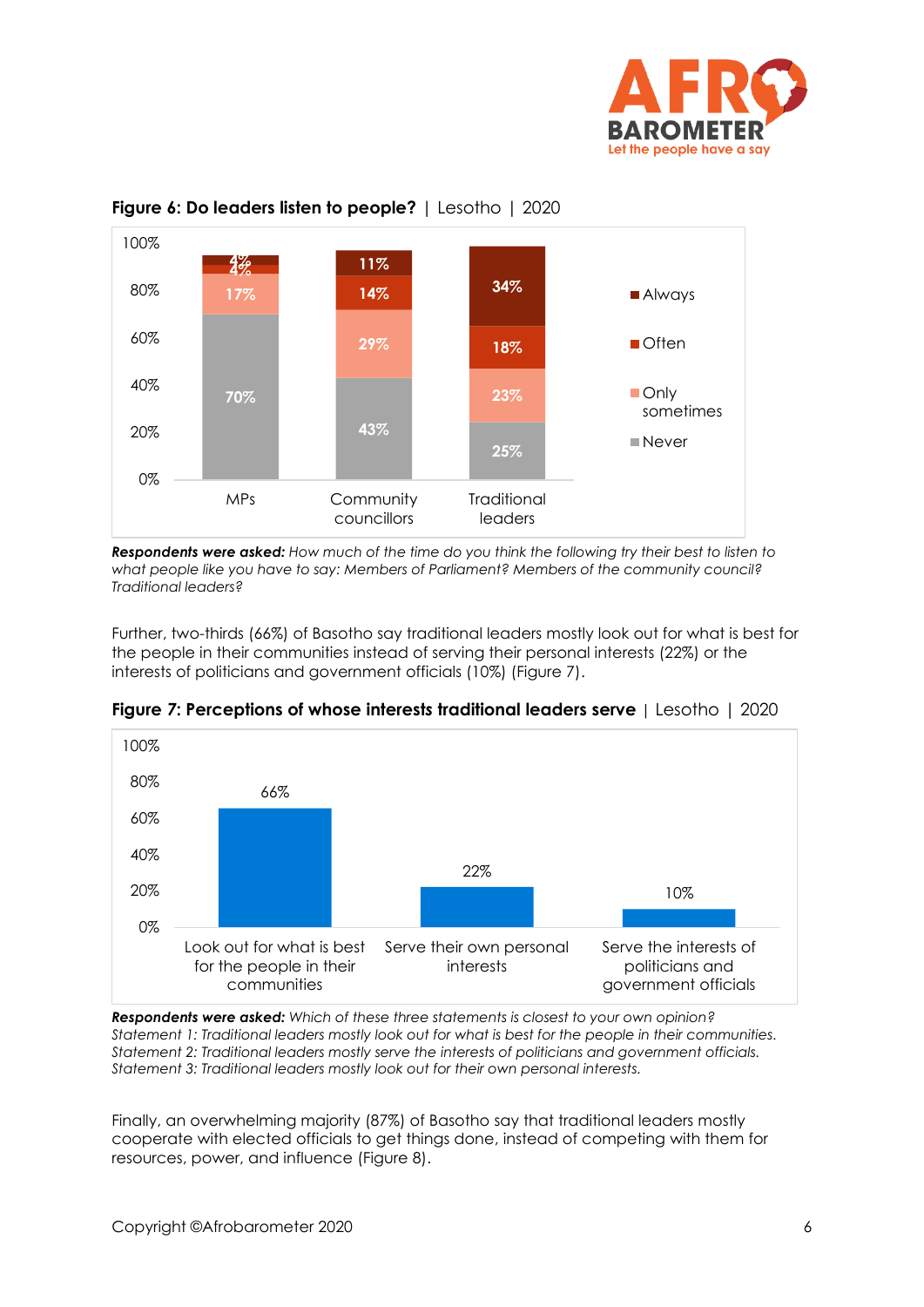**Figure 6: Do leaders listen to people?** | Lesotho | 2020

| | MPs | Community councillors | Traditional leaders |
|---|---|---|---|
| Always | 4% | 11% | 34% |
| Often | 4% | 14% | 18% |
| Only sometimes | 17% | 29% | 23% |
| Never | 70% | 43% | 25% |

***Respondents were asked:*** *How much of the time do you think the following try their best to listen to what people like you have to say: Members of Parliament? Members of the community council? Traditional leaders?*

Further, two-thirds (66%) of Basotho say traditional leaders mostly look out for what is best for the people in their communities instead of serving their personal interests (22%) or the interests of politicians and government officials (10%) (Figure 7).

**Figure 7: Perceptions of whose interests traditional leaders serve** | Lesotho | 2020

| Look out for what is best for the people in their communities | Serve their own personal interests | Serve the interests of politicians and government officials |
|---|---|---|
| 66% | 22% | 10% |

***Respondents were asked:*** *Which of these three statements is closest to your own opinion?*
*Statement 1: Traditional leaders mostly look out for what is best for the people in their communities.*
*Statement 2: Traditional leaders mostly serve the interests of politicians and government officials.*
*Statement 3: Traditional leaders mostly look out for their own personal interests.*

Finally, an overwhelming majority (87%) of Basotho say that traditional leaders mostly cooperate with elected officials to get things done, instead of competing with them for resources, power, and influence (Figure 8).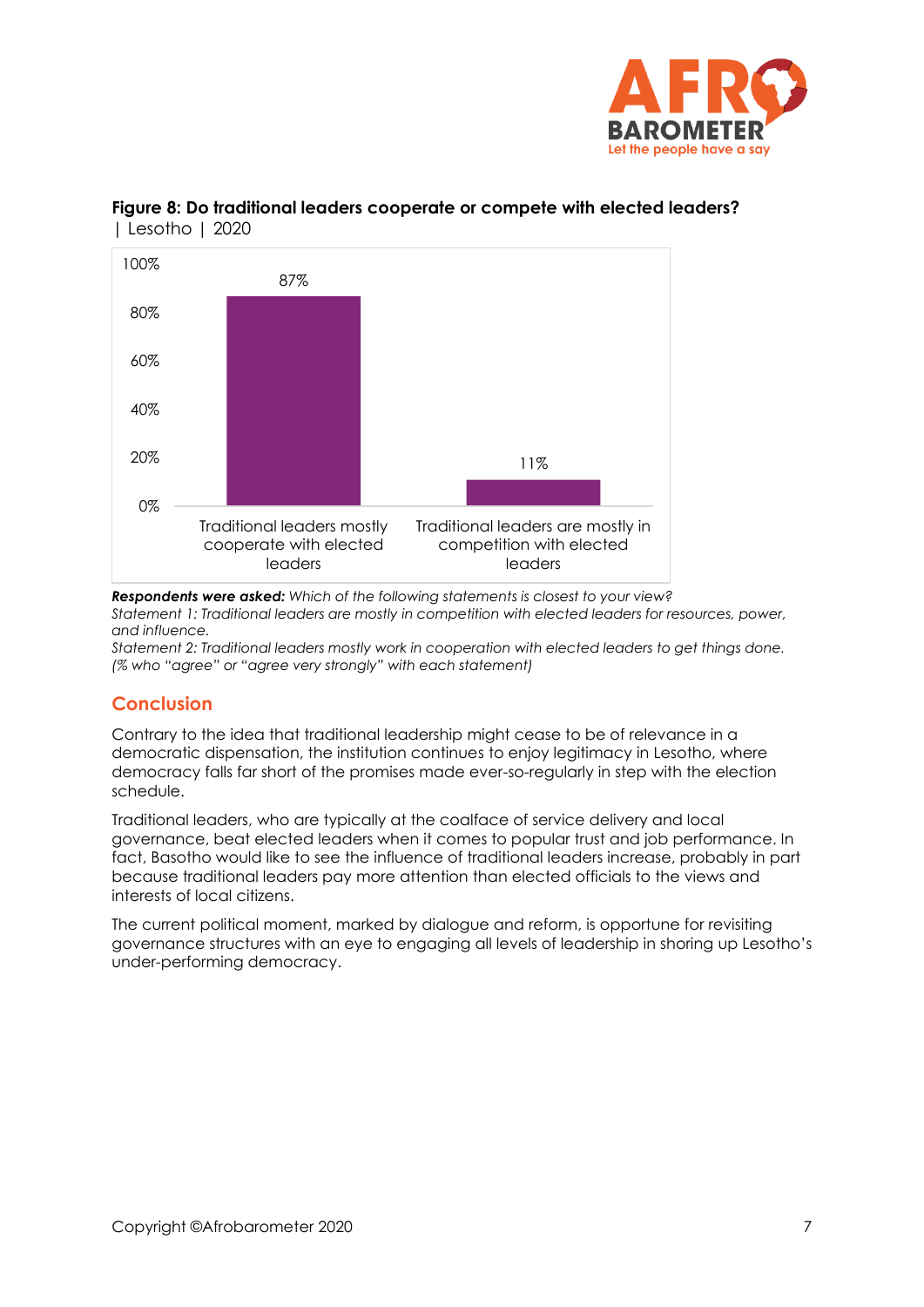**Figure 8: Do traditional leaders cooperate or compete with elected leaders?** | Lesotho | 2020

| | % |
|---|---|
| Traditional leaders mostly cooperate with elected leaders | 87% |
| Traditional leaders are mostly in competition with elected leaders | 11% |

***Respondents were asked:*** *Which of the following statements is closest to your view?*
*Statement 1: Traditional leaders are mostly in competition with elected leaders for resources, power, and influence.*
*Statement 2: Traditional leaders mostly work in cooperation with elected leaders to get things done.*
*(% who "agree" or "agree very strongly" with each statement)*

## Conclusion

Contrary to the idea that traditional leadership might cease to be of relevance in a democratic dispensation, the institution continues to enjoy legitimacy in Lesotho, where democracy falls far short of the promises made ever-so-regularly in step with the election schedule.

Traditional leaders, who are typically at the coalface of service delivery and local governance, beat elected leaders when it comes to popular trust and job performance. In fact, Basotho would like to see the influence of traditional leaders increase, probably in part because traditional leaders pay more attention than elected officials to the views and interests of local citizens.

The current political moment, marked by dialogue and reform, is opportune for revisiting governance structures with an eye to engaging all levels of leadership in shoring up Lesotho's under-performing democracy.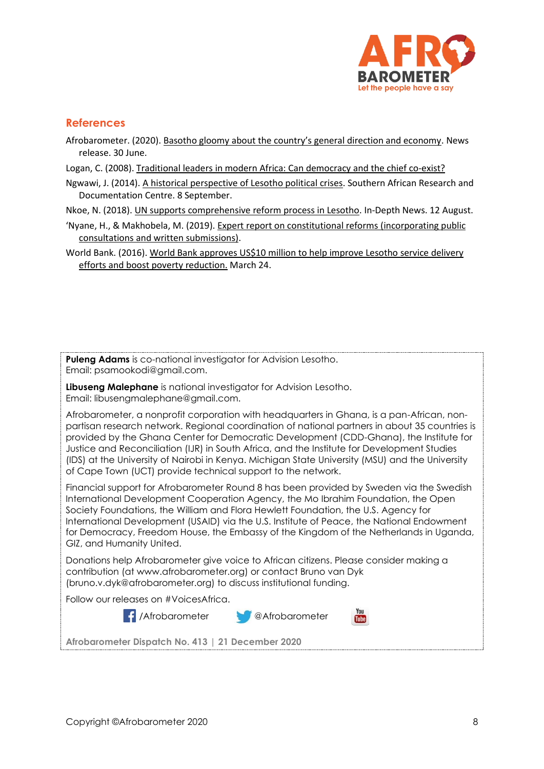## References

Afrobarometer. (2020). Basotho gloomy about the country's general direction and economy. News release. 30 June.

Logan, C. (2008). Traditional leaders in modern Africa: Can democracy and the chief co-exist?

Ngwawi, J. (2014). A historical perspective of Lesotho political crises. Southern African Research and Documentation Centre. 8 September.

Nkoe, N. (2018). UN supports comprehensive reform process in Lesotho. In-Depth News. 12 August.

'Nyane, H., & Makhobela, M. (2019). Expert report on constitutional reforms (incorporating public consultations and written submissions).

World Bank. (2016). World Bank approves US$10 million to help improve Lesotho service delivery efforts and boost poverty reduction. March 24.

**Puleng Adams** is co-national investigator for Advision Lesotho. Email: psamookodi@gmail.com.

**Libuseng Malephane** is national investigator for Advision Lesotho. Email: libusengmalephane@gmail.com.

Afrobarometer, a nonprofit corporation with headquarters in Ghana, is a pan-African, non-partisan research network. Regional coordination of national partners in about 35 countries is provided by the Ghana Center for Democratic Development (CDD-Ghana), the Institute for Justice and Reconciliation (IJR) in South Africa, and the Institute for Development Studies (IDS) at the University of Nairobi in Kenya. Michigan State University (MSU) and the University of Cape Town (UCT) provide technical support to the network.

Financial support for Afrobarometer Round 8 has been provided by Sweden via the Swedish International Development Cooperation Agency, the Mo Ibrahim Foundation, the Open Society Foundations, the William and Flora Hewlett Foundation, the U.S. Agency for International Development (USAID) via the U.S. Institute of Peace, the National Endowment for Democracy, Freedom House, the Embassy of the Kingdom of the Netherlands in Uganda, GIZ, and Humanity United.

Donations help Afrobarometer give voice to African citizens. Please consider making a contribution (at www.afrobarometer.org) or contact Bruno van Dyk (bruno.v.dyk@afrobarometer.org) to discuss institutional funding.

Follow our releases on #VoicesAfrica.

/Afrobarometer @Afrobarometer

**Afrobarometer Dispatch No. 413 | 21 December 2020**

Copyright ©Afrobarometer 2020